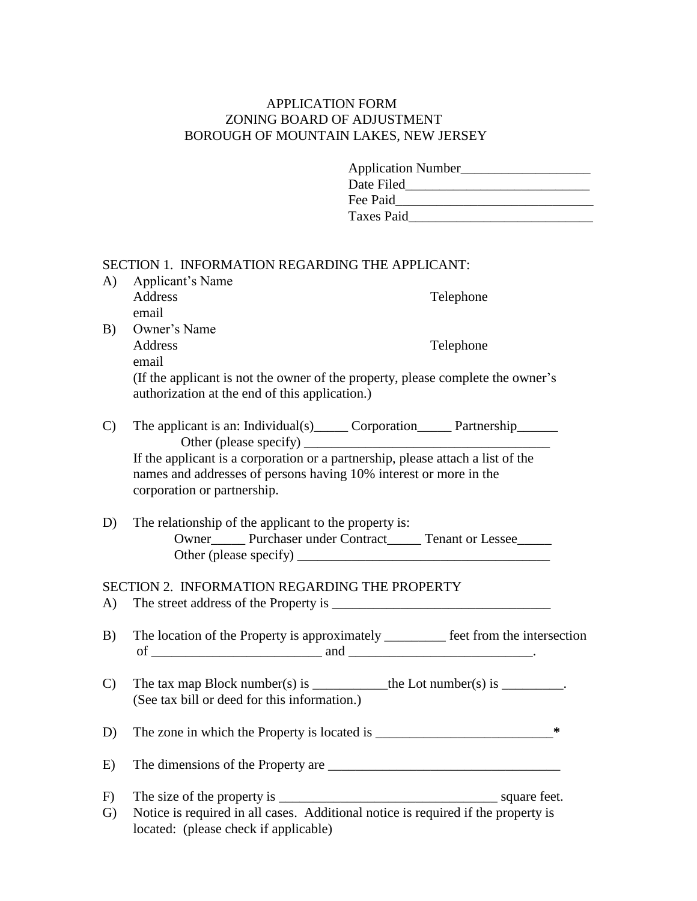# APPLICATION FORM
## ZONING BOARD OF ADJUSTMENT
## BOROUGH OF MOUNTAIN LAKES, NEW JERSEY

Application Number___________________
Date Filed___________________________
Fee Paid_____________________________
Taxes Paid___________________________

SECTION 1. INFORMATION REGARDING THE APPLICANT:

A) Applicant's Name
Address Telephone
email

B) Owner's Name
Address Telephone
email
(If the applicant is not the owner of the property, please complete the owner's authorization at the end of this application.)

C) The applicant is an: Individual(s)_____ Corporation_____ Partnership______
Other (please specify) ____________________________________
If the applicant is a corporation or a partnership, please attach a list of the names and addresses of persons having 10% interest or more in the corporation or partnership.

D) The relationship of the applicant to the property is:
Owner_____ Purchaser under Contract_____ Tenant or Lessee_____
Other (please specify) ____________________________________

SECTION 2. INFORMATION REGARDING THE PROPERTY

A) The street address of the Property is ________________________________

B) The location of the Property is approximately _________ feet from the intersection of _________________________ and ___________________________.

C) The tax map Block number(s) is ___________the Lot number(s) is _________.
(See tax bill or deed for this information.)

D) The zone in which the Property is located is __________________________**\***

E) The dimensions of the Property are __________________________________

F) The size of the property is ________________________________ square feet.

G) Notice is required in all cases. Additional notice is required if the property is located: (please check if applicable)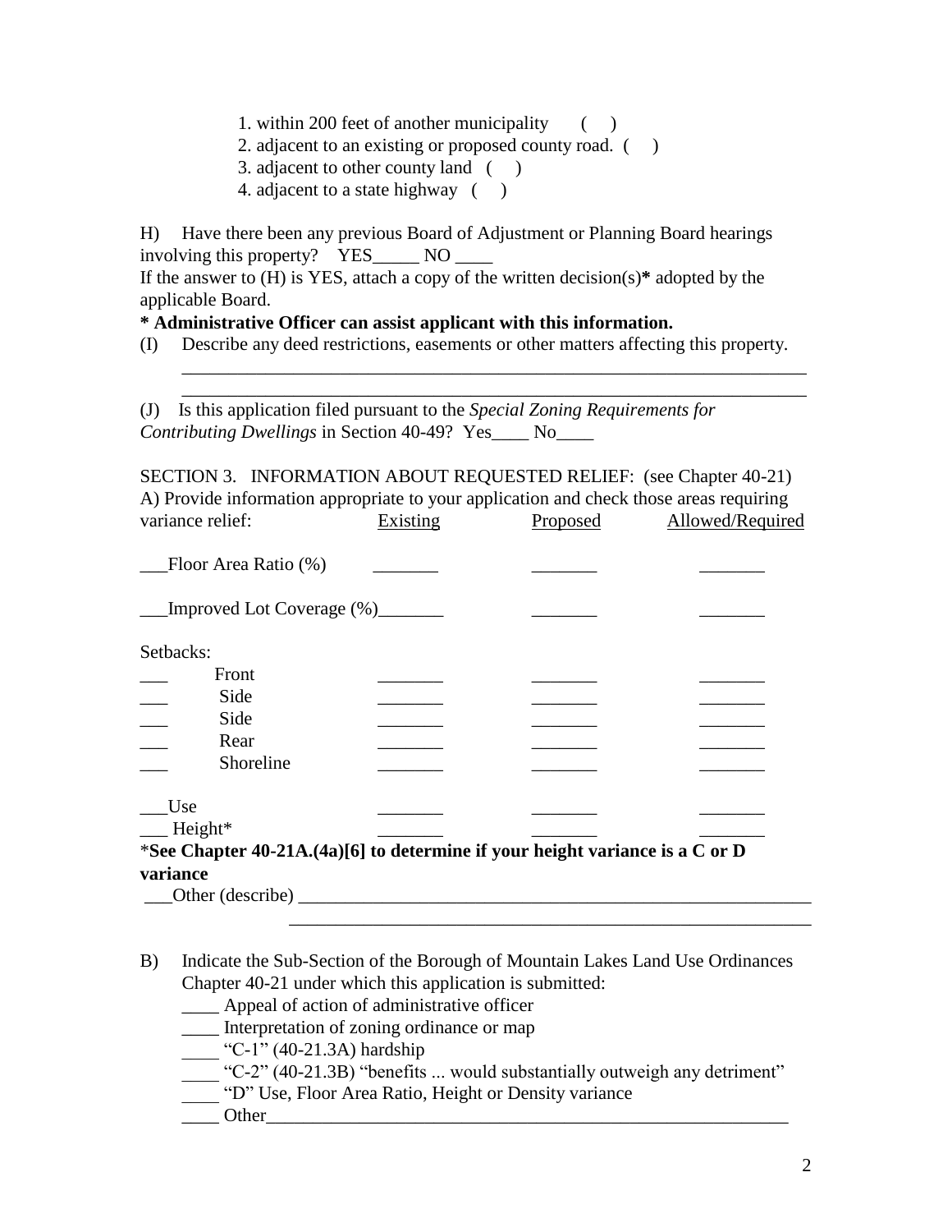1. within 200 feet of another municipality ( )
2. adjacent to an existing or proposed county road. ( )
3. adjacent to other county land ( )
4. adjacent to a state highway ( )

H) Have there been any previous Board of Adjustment or Planning Board hearings involving this property? YES_____ NO ____

If the answer to (H) is YES, attach a copy of the written decision(s)**\*** adopted by the applicable Board.

**\* Administrative Officer can assist applicant with this information.**

(I) Describe any deed restrictions, easements or other matters affecting this property.

_____________________________________________________________________

_____________________________________________________________________

(J) Is this application filed pursuant to the *Special Zoning Requirements for Contributing Dwellings* in Section 40-49? Yes____ No____

SECTION 3. INFORMATION ABOUT REQUESTED RELIEF: (see Chapter 40-21)

A) Provide information appropriate to your application and check those areas requiring variance relief:

| | Existing | Proposed | Allowed/Required |
|---|---|---|---|
| ___Floor Area Ratio (%) | _______ | _______ | _______ |
| ___Improved Lot Coverage (%) | _______ | _______ | _______ |
| Setbacks: | | | |
| ___ Front | _______ | _______ | _______ |
| ___ Side | _______ | _______ | _______ |
| ___ Side | _______ | _______ | _______ |
| ___ Rear | _______ | _______ | _______ |
| ___ Shoreline | _______ | _______ | _______ |
| ___Use | _______ | _______ | _______ |
| ___ Height* | _______ | _______ | _______ |

\***See Chapter 40-21A.(4a)[6] to determine if your height variance is a C or D variance**

___Other (describe) __________________________________________________________

__________________________________________________________

B) Indicate the Sub-Section of the Borough of Mountain Lakes Land Use Ordinances Chapter 40-21 under which this application is submitted:

____ Appeal of action of administrative officer

____ Interpretation of zoning ordinance or map

____ "C-1" (40-21.3A) hardship

____ "C-2" (40-21.3B) "benefits ... would substantially outweigh any detriment"

____ "D" Use, Floor Area Ratio, Height or Density variance

____ Other__________________________________________________________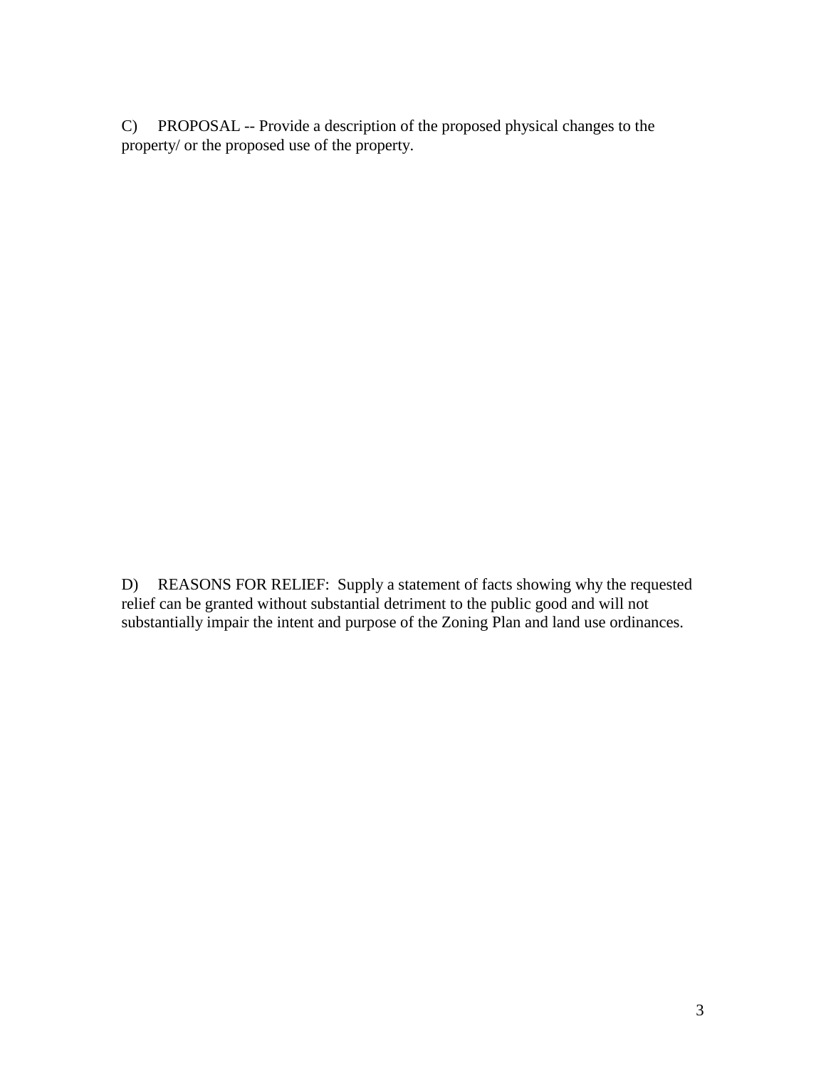C) PROPOSAL -- Provide a description of the proposed physical changes to the property/ or the proposed use of the property.

D) REASONS FOR RELIEF: Supply a statement of facts showing why the requested relief can be granted without substantial detriment to the public good and will not substantially impair the intent and purpose of the Zoning Plan and land use ordinances.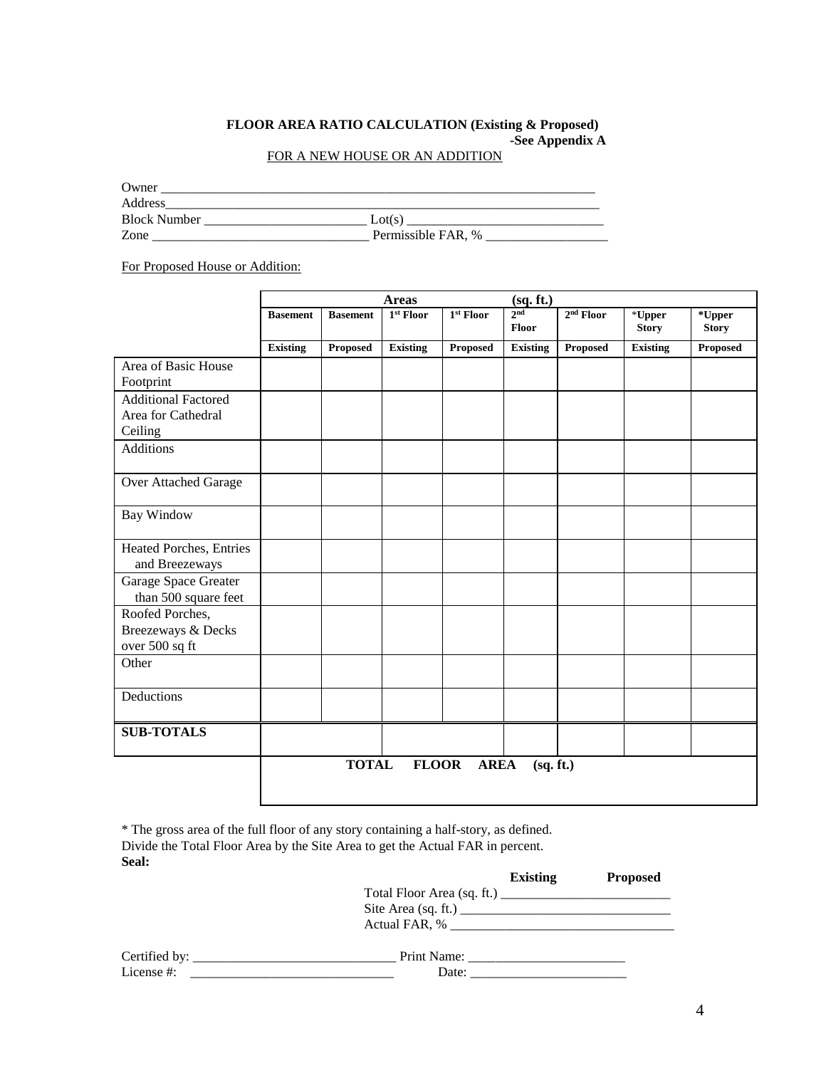**FLOOR AREA RATIO CALCULATION (Existing & Proposed)**
**-See Appendix A**

FOR A NEW HOUSE OR AN ADDITION

Owner ___________________________________________________________________
Address___________________________________________________________________
Block Number ________________________ Lot(s) ______________________________
Zone ________________________________ Permissible FAR, % __________________

For Proposed House or Addition:

| | Areas (sq. ft.) | | | | | | | |
|---|---|---|---|---|---|---|---|---|
| | **Basement** | **Basement** | **1st Floor** | **1st Floor** | **2nd Floor** | **2nd Floor** | ***Upper Story** | ***Upper Story** |
| | **Existing** | **Proposed** | **Existing** | **Proposed** | **Existing** | **Proposed** | **Existing** | **Proposed** |
| Area of Basic House Footprint | | | | | | | | |
| Additional Factored Area for Cathedral Ceiling | | | | | | | | |
| Additions | | | | | | | | |
| Over Attached Garage | | | | | | | | |
| Bay Window | | | | | | | | |
| Heated Porches, Entries and Breezeways | | | | | | | | |
| Garage Space Greater than 500 square feet | | | | | | | | |
| Roofed Porches, Breezeways & Decks over 500 sq ft | | | | | | | | |
| Other | | | | | | | | |
| Deductions | | | | | | | | |
| **SUB-TOTALS** | | | | | | | | |
| | **TOTAL FLOOR AREA (sq. ft.)** | | | | | | | |

* The gross area of the full floor of any story containing a half-story, as defined.
Divide the Total Floor Area by the Site Area to get the Actual FAR in percent.
**Seal:**

| | **Existing** | **Proposed** |
|---|---|---|
| Total Floor Area (sq. ft.) | | |
| Site Area (sq. ft.) | | |
| Actual FAR, % | | |

Certified by: ______________________________ Print Name: _______________________
License #: ______________________________ Date: _______________________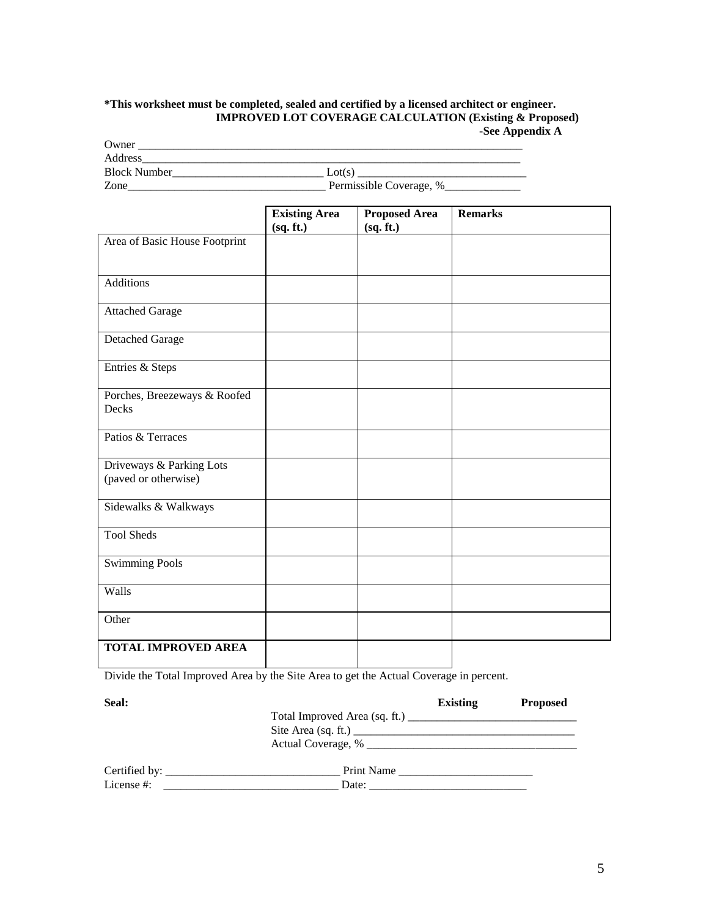**\*This worksheet must be completed, sealed and certified by a licensed architect or engineer.**

**IMPROVED LOT COVERAGE CALCULATION (Existing & Proposed)**

**-See Appendix A**

Owner ______________________________________________________________________

Address______________________________________________________________________

Block Number__________________________ Lot(s) _____________________________

Zone__________________________________ Permissible Coverage, %_____________

| | **Existing Area (sq. ft.)** | **Proposed Area (sq. ft.)** | **Remarks** |
|---|---|---|---|
| Area of Basic House Footprint | | | |
| Additions | | | |
| Attached Garage | | | |
| Detached Garage | | | |
| Entries & Steps | | | |
| Porches, Breezeways & Roofed Decks | | | |
| Patios & Terraces | | | |
| Driveways & Parking Lots (paved or otherwise) | | | |
| Sidewalks & Walkways | | | |
| Tool Sheds | | | |
| Swimming Pools | | | |
| Walls | | | |
| Other | | | |
| **TOTAL IMPROVED AREA** | | | |

Divide the Total Improved Area by the Site Area to get the Actual Coverage in percent.

**Seal:**

| | **Existing** | **Proposed** |
|---|---|---|
| Total Improved Area (sq. ft.) | | |
| Site Area (sq. ft.) | | |
| Actual Coverage, % | | |

Certified by: ______________________________ Print Name _______________________

License #: _______________________________ Date: ____________________________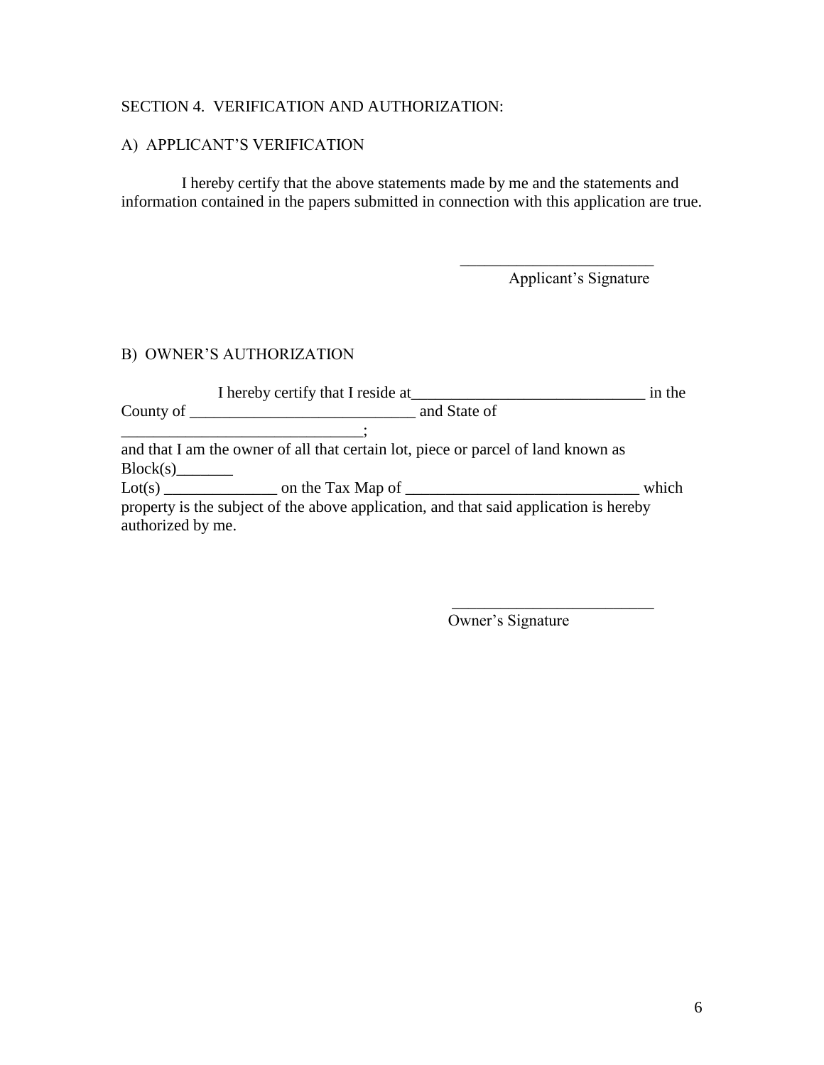SECTION 4. VERIFICATION AND AUTHORIZATION:

A) APPLICANT'S VERIFICATION

I hereby certify that the above statements made by me and the statements and information contained in the papers submitted in connection with this application are true.

________________________
Applicant's Signature

B) OWNER'S AUTHORIZATION

I hereby certify that I reside at_____________________________ in the County of ____________________________ and State of _____________________________;
and that I am the owner of all that certain lot, piece or parcel of land known as Block(s)_______
Lot(s) ______________ on the Tax Map of _____________________________ which property is the subject of the above application, and that said application is hereby authorized by me.

_________________________
Owner's Signature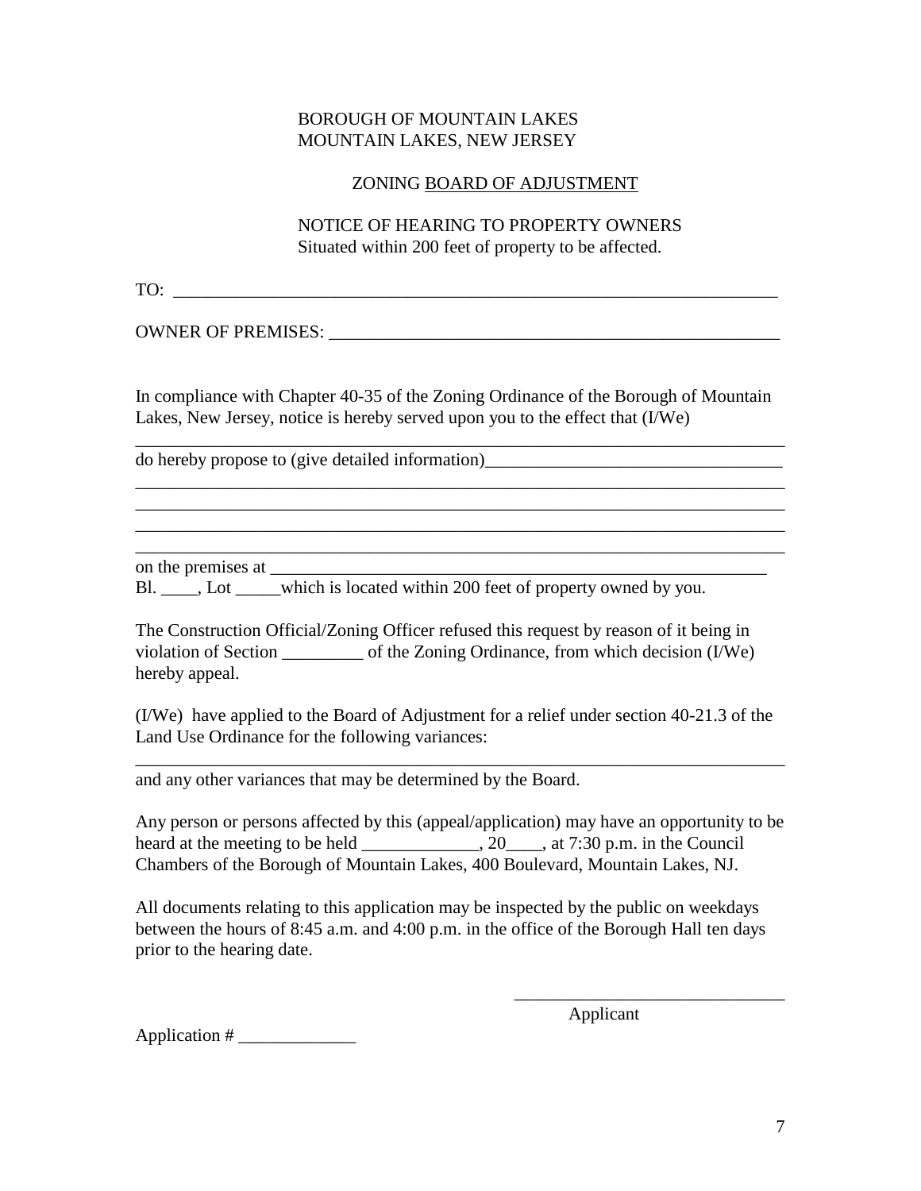BOROUGH OF MOUNTAIN LAKES
MOUNTAIN LAKES, NEW JERSEY

ZONING <u>BOARD OF ADJUSTMENT</u>

NOTICE OF HEARING TO PROPERTY OWNERS
Situated within 200 feet of property to be affected.

TO: ______________________________________________________________________

OWNER OF PREMISES: ____________________________________________________

In compliance with Chapter 40-35 of the Zoning Ordinance of the Borough of Mountain Lakes, New Jersey, notice is hereby served upon you to the effect that (I/We)

___________________________________________________________________________

do hereby propose to (give detailed information)_________________________________

___________________________________________________________________________

___________________________________________________________________________

___________________________________________________________________________

___________________________________________________________________________

on the premises at ________________________________________________________

Bl. ____, Lot _____which is located within 200 feet of property owned by you.

The Construction Official/Zoning Officer refused this request by reason of it being in violation of Section _________ of the Zoning Ordinance, from which decision (I/We) hereby appeal.

(I/We) have applied to the Board of Adjustment for a relief under section 40-21.3 of the Land Use Ordinance for the following variances:

___________________________________________________________________________

and any other variances that may be determined by the Board.

Any person or persons affected by this (appeal/application) may have an opportunity to be heard at the meeting to be held _____________, 20____, at 7:30 p.m. in the Council Chambers of the Borough of Mountain Lakes, 400 Boulevard, Mountain Lakes, NJ.

All documents relating to this application may be inspected by the public on weekdays between the hours of 8:45 a.m. and 4:00 p.m. in the office of the Borough Hall ten days prior to the hearing date.

______________________________
Applicant

Application # _____________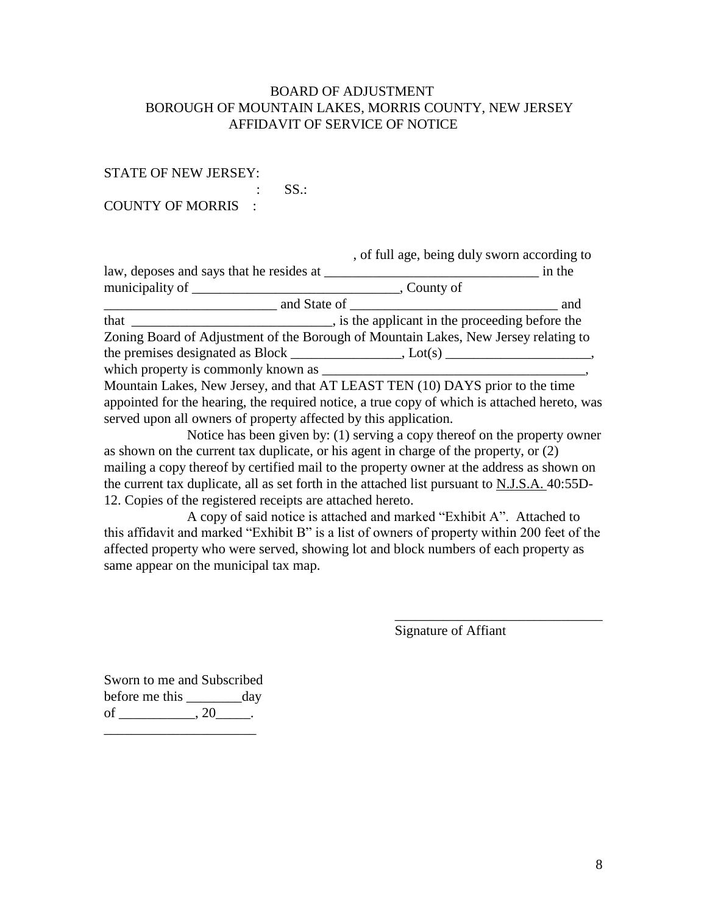BOARD OF ADJUSTMENT
BOROUGH OF MOUNTAIN LAKES, MORRIS COUNTY, NEW JERSEY
AFFIDAVIT OF SERVICE OF NOTICE

STATE OF NEW JERSEY:
: SS.:
COUNTY OF MORRIS :

, of full age, being duly sworn according to law, deposes and says that he resides at _______________________________ in the municipality of _____________________________, County of _________________________ and State of _____________________________ and that _____________________________, is the applicant in the proceeding before the Zoning Board of Adjustment of the Borough of Mountain Lakes, New Jersey relating to the premises designated as Block ________________, Lot(s) _____________________, which property is commonly known as ______________________________________, Mountain Lakes, New Jersey, and that AT LEAST TEN (10) DAYS prior to the time appointed for the hearing, the required notice, a true copy of which is attached hereto, was served upon all owners of property affected by this application.

Notice has been given by: (1) serving a copy thereof on the property owner as shown on the current tax duplicate, or his agent in charge of the property, or (2) mailing a copy thereof by certified mail to the property owner at the address as shown on the current tax duplicate, all as set forth in the attached list pursuant to N.J.S.A. 40:55D-12. Copies of the registered receipts are attached hereto.

A copy of said notice is attached and marked "Exhibit A". Attached to this affidavit and marked "Exhibit B" is a list of owners of property within 200 feet of the affected property who were served, showing lot and block numbers of each property as same appear on the municipal tax map.

_____________________________
Signature of Affiant

Sworn to me and Subscribed
before me this ________day
of ___________, 20_____.
______________________